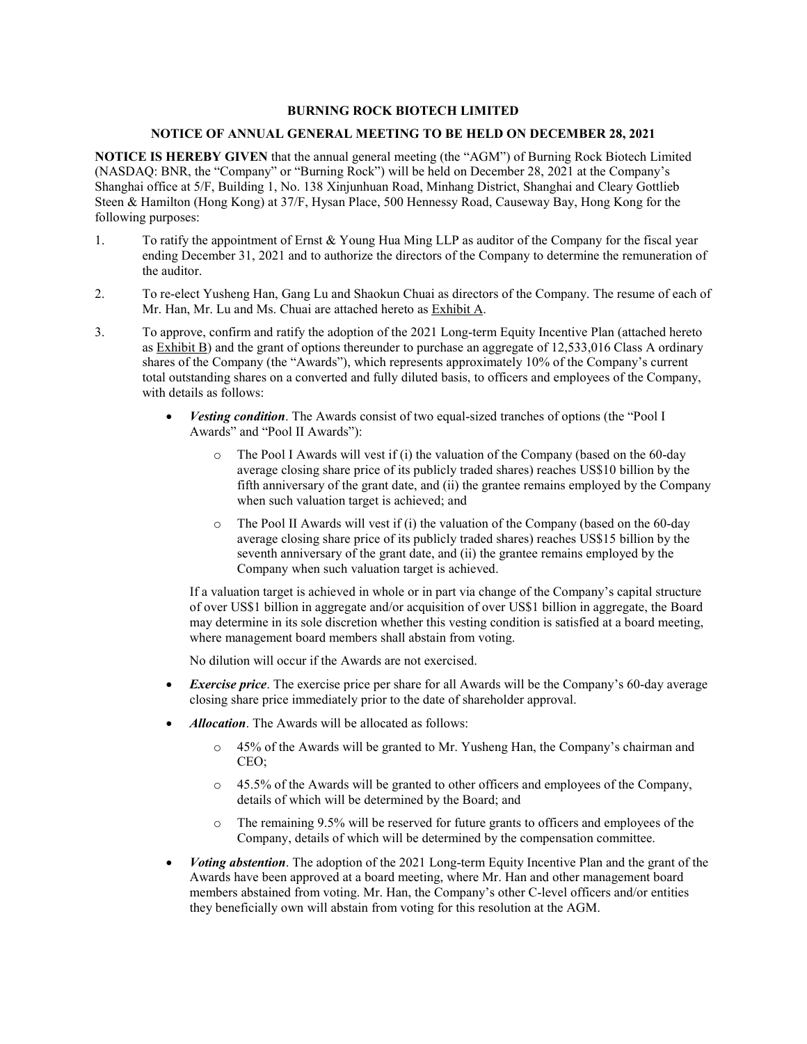# BURNING ROCK BIOTECH LIMITED

## NOTICE OF ANNUAL GENERAL MEETING TO BE HELD ON DECEMBER 28, 2021

**NOTICE IS HEREBY GIVEN** that the annual general meeting (the "AGM") of Burning Rock Biotech Limited (NASDAQ: BNR, the "Company" or "Burning Rock") will be held on December 28, 2021 at the Company's Shanghai office at 5/F, Building 1, No. 138 Xinjunhuan Road, Minhang District, Shanghai and Cleary Gottlieb Steen & Hamilton (Hong Kong) at 37/F, Hysan Place, 500 Hennessy Road, Causeway Bay, Hong Kong for the following purposes:

1. To ratify the appointment of Ernst & Young Hua Ming LLP as auditor of the Company for the fiscal year ending December 31, 2021 and to authorize the directors of the Company to determine the remuneration of the auditor.

2. To re-elect Yusheng Han, Gang Lu and Shaokun Chuai as directors of the Company. The resume of each of Mr. Han, Mr. Lu and Ms. Chuai are attached hereto as Exhibit A.

3. To approve, confirm and ratify the adoption of the 2021 Long-term Equity Incentive Plan (attached hereto as Exhibit B) and the grant of options thereunder to purchase an aggregate of 12,533,016 Class A ordinary shares of the Company (the "Awards"), which represents approximately 10% of the Company's current total outstanding shares on a converted and fully diluted basis, to officers and employees of the Company, with details as follows:

   - ***Vesting condition***. The Awards consist of two equal-sized tranches of options (the "Pool I Awards" and "Pool II Awards"):

     - The Pool I Awards will vest if (i) the valuation of the Company (based on the 60-day average closing share price of its publicly traded shares) reaches US$10 billion by the fifth anniversary of the grant date, and (ii) the grantee remains employed by the Company when such valuation target is achieved; and

     - The Pool II Awards will vest if (i) the valuation of the Company (based on the 60-day average closing share price of its publicly traded shares) reaches US$15 billion by the seventh anniversary of the grant date, and (ii) the grantee remains employed by the Company when such valuation target is achieved.

     If a valuation target is achieved in whole or in part via change of the Company's capital structure of over US$1 billion in aggregate and/or acquisition of over US$1 billion in aggregate, the Board may determine in its sole discretion whether this vesting condition is satisfied at a board meeting, where management board members shall abstain from voting.

     No dilution will occur if the Awards are not exercised.

   - ***Exercise price***. The exercise price per share for all Awards will be the Company's 60-day average closing share price immediately prior to the date of shareholder approval.

   - ***Allocation***. The Awards will be allocated as follows:

     - 45% of the Awards will be granted to Mr. Yusheng Han, the Company's chairman and CEO;

     - 45.5% of the Awards will be granted to other officers and employees of the Company, details of which will be determined by the Board; and

     - The remaining 9.5% will be reserved for future grants to officers and employees of the Company, details of which will be determined by the compensation committee.

   - ***Voting abstention***. The adoption of the 2021 Long-term Equity Incentive Plan and the grant of the Awards have been approved at a board meeting, where Mr. Han and other management board members abstained from voting. Mr. Han, the Company's other C-level officers and/or entities they beneficially own will abstain from voting for this resolution at the AGM.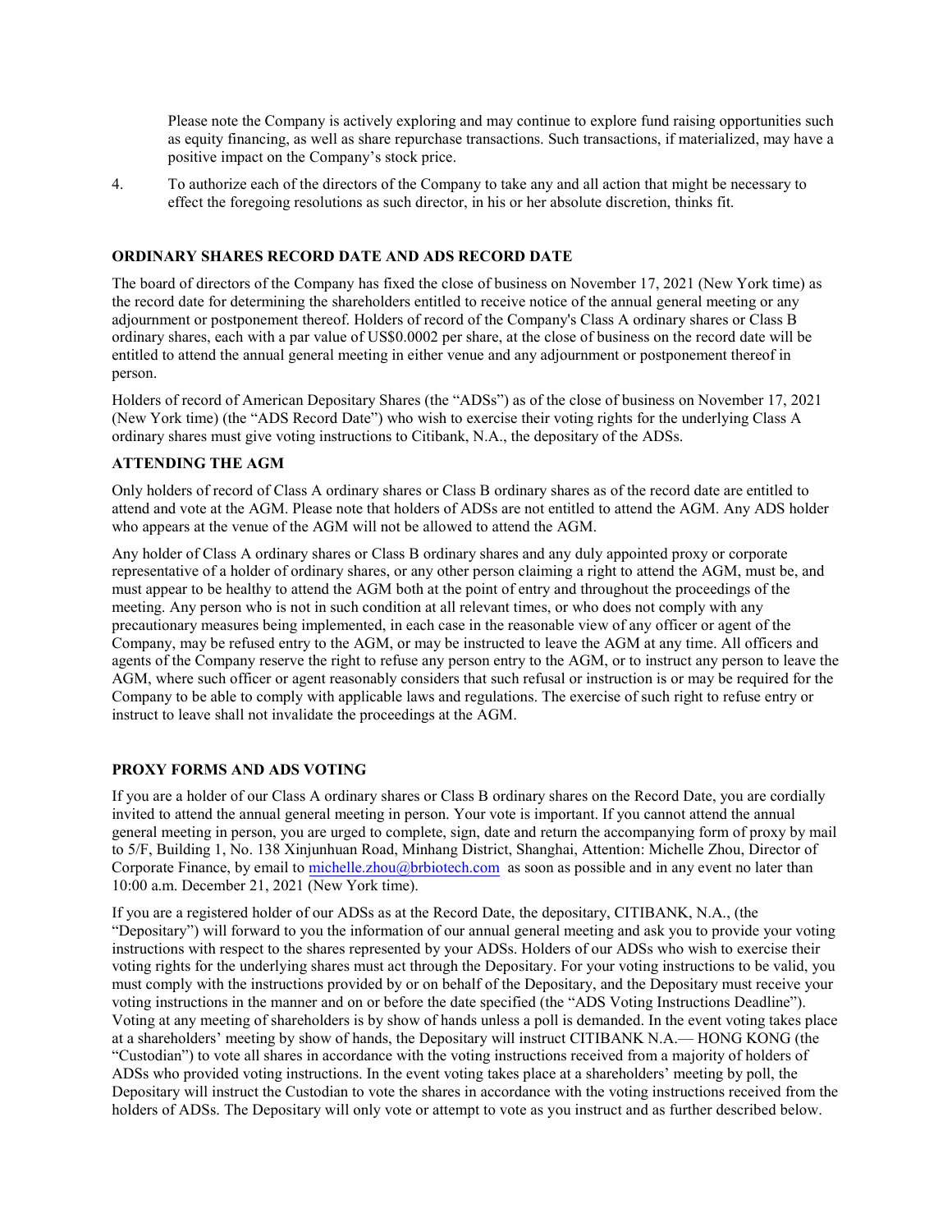Please note the Company is actively exploring and may continue to explore fund raising opportunities such as equity financing, as well as share repurchase transactions. Such transactions, if materialized, may have a positive impact on the Company's stock price.

4. To authorize each of the directors of the Company to take any and all action that might be necessary to effect the foregoing resolutions as such director, in his or her absolute discretion, thinks fit.

**ORDINARY SHARES RECORD DATE AND ADS RECORD DATE**

The board of directors of the Company has fixed the close of business on November 17, 2021 (New York time) as the record date for determining the shareholders entitled to receive notice of the annual general meeting or any adjournment or postponement thereof. Holders of record of the Company's Class A ordinary shares or Class B ordinary shares, each with a par value of US$0.0002 per share, at the close of business on the record date will be entitled to attend the annual general meeting in either venue and any adjournment or postponement thereof in person.

Holders of record of American Depositary Shares (the "ADSs") as of the close of business on November 17, 2021 (New York time) (the "ADS Record Date") who wish to exercise their voting rights for the underlying Class A ordinary shares must give voting instructions to Citibank, N.A., the depositary of the ADSs.

**ATTENDING THE AGM**

Only holders of record of Class A ordinary shares or Class B ordinary shares as of the record date are entitled to attend and vote at the AGM. Please note that holders of ADSs are not entitled to attend the AGM. Any ADS holder who appears at the venue of the AGM will not be allowed to attend the AGM.

Any holder of Class A ordinary shares or Class B ordinary shares and any duly appointed proxy or corporate representative of a holder of ordinary shares, or any other person claiming a right to attend the AGM, must be, and must appear to be healthy to attend the AGM both at the point of entry and throughout the proceedings of the meeting. Any person who is not in such condition at all relevant times, or who does not comply with any precautionary measures being implemented, in each case in the reasonable view of any officer or agent of the Company, may be refused entry to the AGM, or may be instructed to leave the AGM at any time. All officers and agents of the Company reserve the right to refuse any person entry to the AGM, or to instruct any person to leave the AGM, where such officer or agent reasonably considers that such refusal or instruction is or may be required for the Company to be able to comply with applicable laws and regulations. The exercise of such right to refuse entry or instruct to leave shall not invalidate the proceedings at the AGM.

**PROXY FORMS AND ADS VOTING**

If you are a holder of our Class A ordinary shares or Class B ordinary shares on the Record Date, you are cordially invited to attend the annual general meeting in person. Your vote is important. If you cannot attend the annual general meeting in person, you are urged to complete, sign, date and return the accompanying form of proxy by mail to 5/F, Building 1, No. 138 Xinjunhuan Road, Minhang District, Shanghai, Attention: Michelle Zhou, Director of Corporate Finance, by email to michelle.zhou@brbiotech.com as soon as possible and in any event no later than 10:00 a.m. December 21, 2021 (New York time).

If you are a registered holder of our ADSs as at the Record Date, the depositary, CITIBANK, N.A., (the "Depositary") will forward to you the information of our annual general meeting and ask you to provide your voting instructions with respect to the shares represented by your ADSs. Holders of our ADSs who wish to exercise their voting rights for the underlying shares must act through the Depositary. For your voting instructions to be valid, you must comply with the instructions provided by or on behalf of the Depositary, and the Depositary must receive your voting instructions in the manner and on or before the date specified (the "ADS Voting Instructions Deadline"). Voting at any meeting of shareholders is by show of hands unless a poll is demanded. In the event voting takes place at a shareholders' meeting by show of hands, the Depositary will instruct CITIBANK N.A.— HONG KONG (the "Custodian") to vote all shares in accordance with the voting instructions received from a majority of holders of ADSs who provided voting instructions. In the event voting takes place at a shareholders' meeting by poll, the Depositary will instruct the Custodian to vote the shares in accordance with the voting instructions received from the holders of ADSs. The Depositary will only vote or attempt to vote as you instruct and as further described below.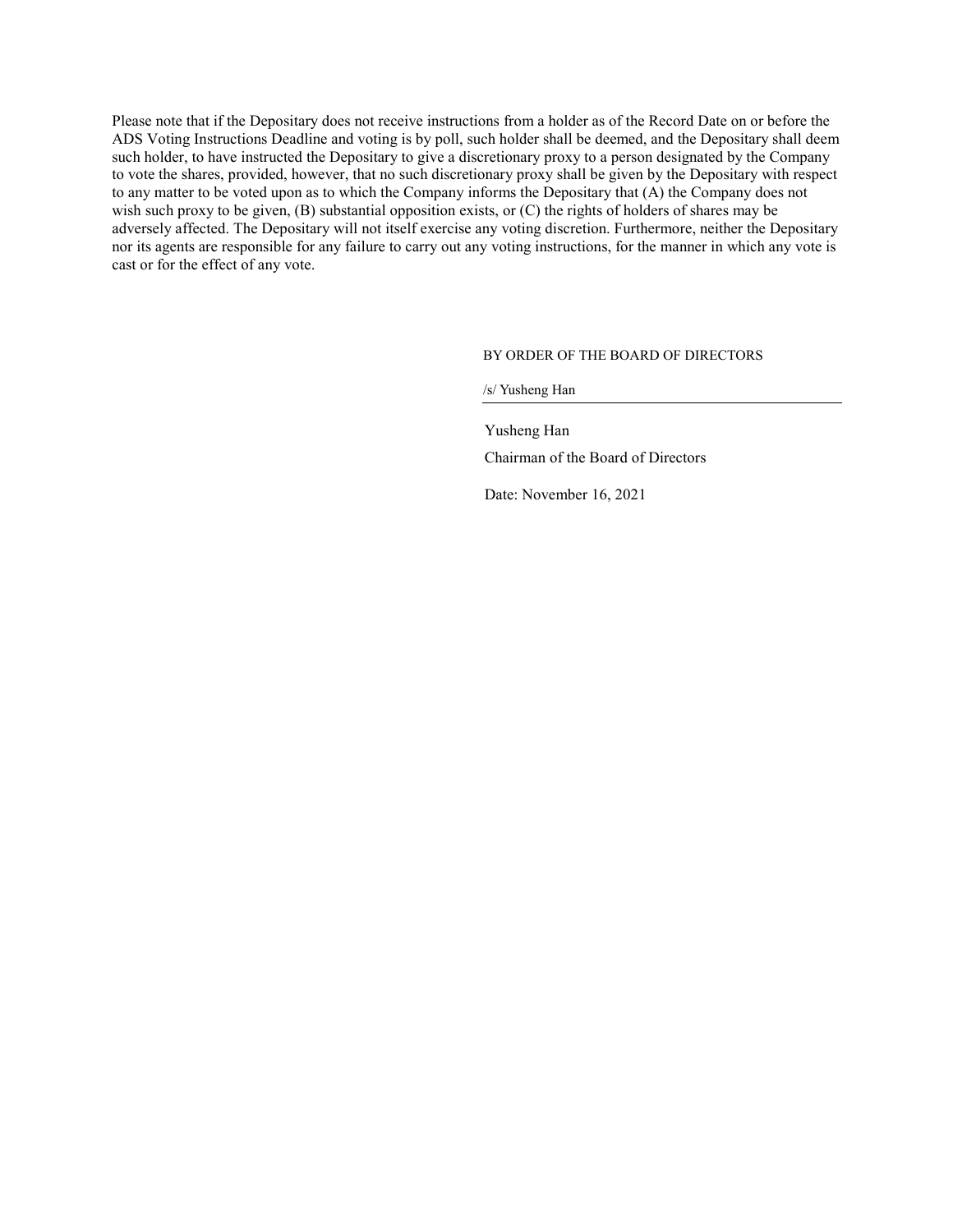Please note that if the Depositary does not receive instructions from a holder as of the Record Date on or before the ADS Voting Instructions Deadline and voting is by poll, such holder shall be deemed, and the Depositary shall deem such holder, to have instructed the Depositary to give a discretionary proxy to a person designated by the Company to vote the shares, provided, however, that no such discretionary proxy shall be given by the Depositary with respect to any matter to be voted upon as to which the Company informs the Depositary that (A) the Company does not wish such proxy to be given, (B) substantial opposition exists, or (C) the rights of holders of shares may be adversely affected. The Depositary will not itself exercise any voting discretion. Furthermore, neither the Depositary nor its agents are responsible for any failure to carry out any voting instructions, for the manner in which any vote is cast or for the effect of any vote.

BY ORDER OF THE BOARD OF DIRECTORS

/s/ Yusheng Han

Yusheng Han

Chairman of the Board of Directors

Date: November 16, 2021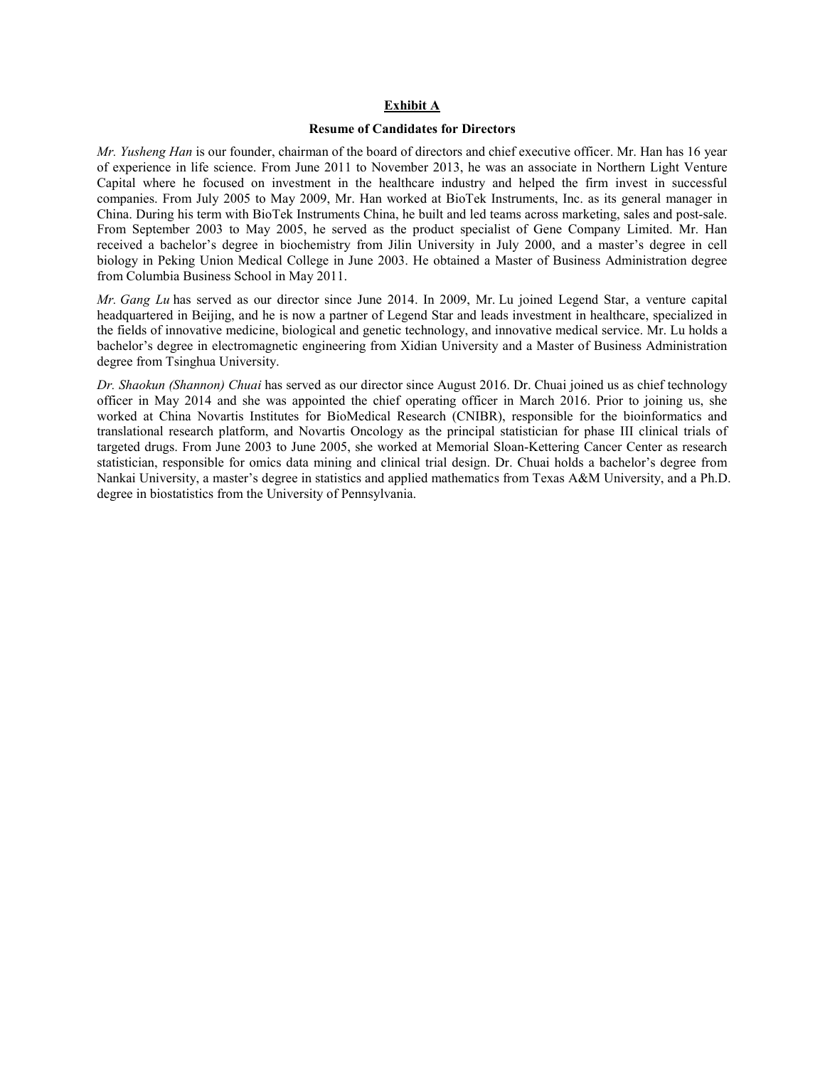## Exhibit A

### Resume of Candidates for Directors

*Mr. Yusheng Han* is our founder, chairman of the board of directors and chief executive officer. Mr. Han has 16 year of experience in life science. From June 2011 to November 2013, he was an associate in Northern Light Venture Capital where he focused on investment in the healthcare industry and helped the firm invest in successful companies. From July 2005 to May 2009, Mr. Han worked at BioTek Instruments, Inc. as its general manager in China. During his term with BioTek Instruments China, he built and led teams across marketing, sales and post-sale. From September 2003 to May 2005, he served as the product specialist of Gene Company Limited. Mr. Han received a bachelor's degree in biochemistry from Jilin University in July 2000, and a master's degree in cell biology in Peking Union Medical College in June 2003. He obtained a Master of Business Administration degree from Columbia Business School in May 2011.

*Mr. Gang Lu* has served as our director since June 2014. In 2009, Mr. Lu joined Legend Star, a venture capital headquartered in Beijing, and he is now a partner of Legend Star and leads investment in healthcare, specialized in the fields of innovative medicine, biological and genetic technology, and innovative medical service. Mr. Lu holds a bachelor's degree in electromagnetic engineering from Xidian University and a Master of Business Administration degree from Tsinghua University.

*Dr. Shaokun (Shannon) Chuai* has served as our director since August 2016. Dr. Chuai joined us as chief technology officer in May 2014 and she was appointed the chief operating officer in March 2016. Prior to joining us, she worked at China Novartis Institutes for BioMedical Research (CNIBR), responsible for the bioinformatics and translational research platform, and Novartis Oncology as the principal statistician for phase III clinical trials of targeted drugs. From June 2003 to June 2005, she worked at Memorial Sloan-Kettering Cancer Center as research statistician, responsible for omics data mining and clinical trial design. Dr. Chuai holds a bachelor's degree from Nankai University, a master's degree in statistics and applied mathematics from Texas A&M University, and a Ph.D. degree in biostatistics from the University of Pennsylvania.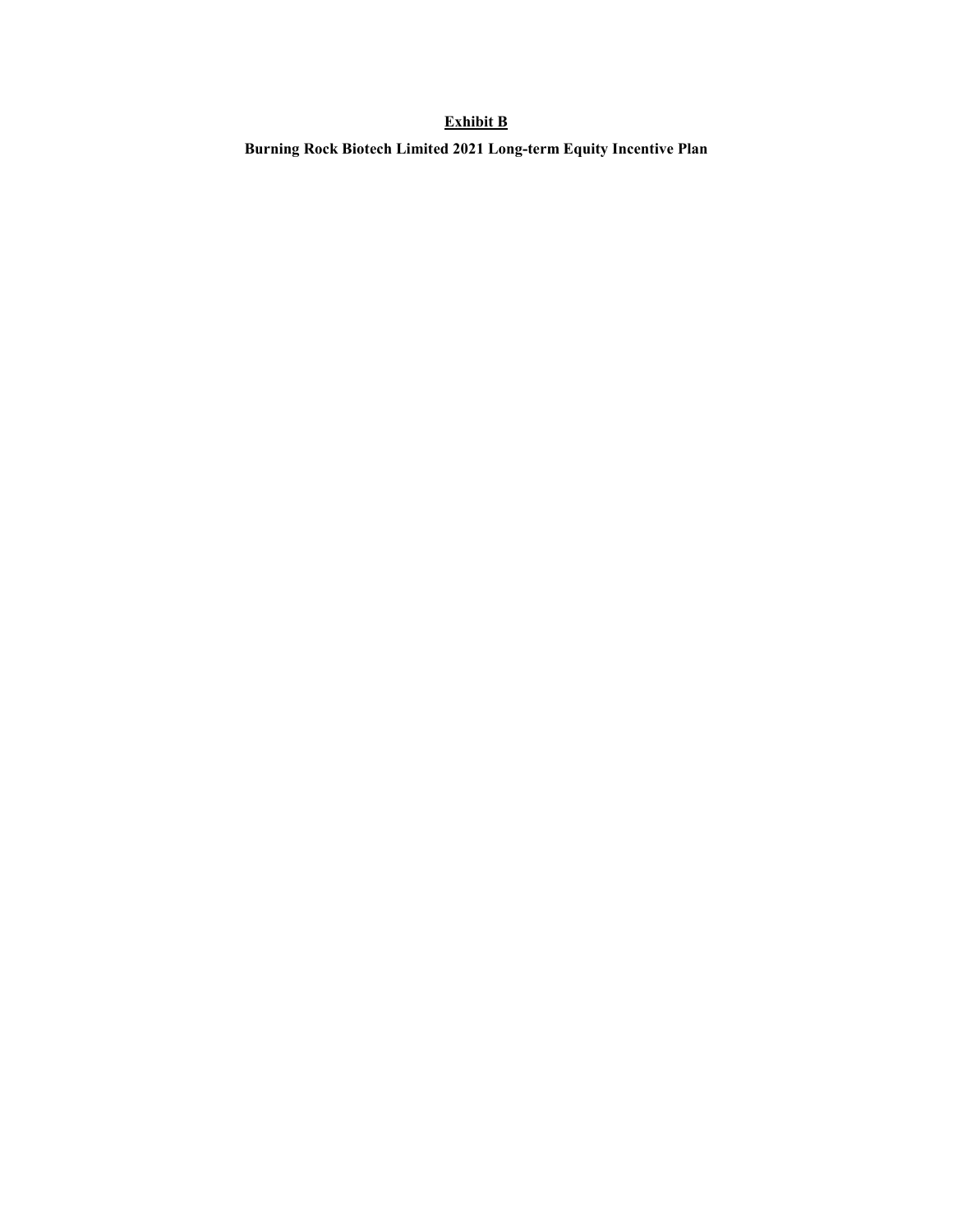**<u>Exhibit B</u>**

**Burning Rock Biotech Limited 2021 Long-term Equity Incentive Plan**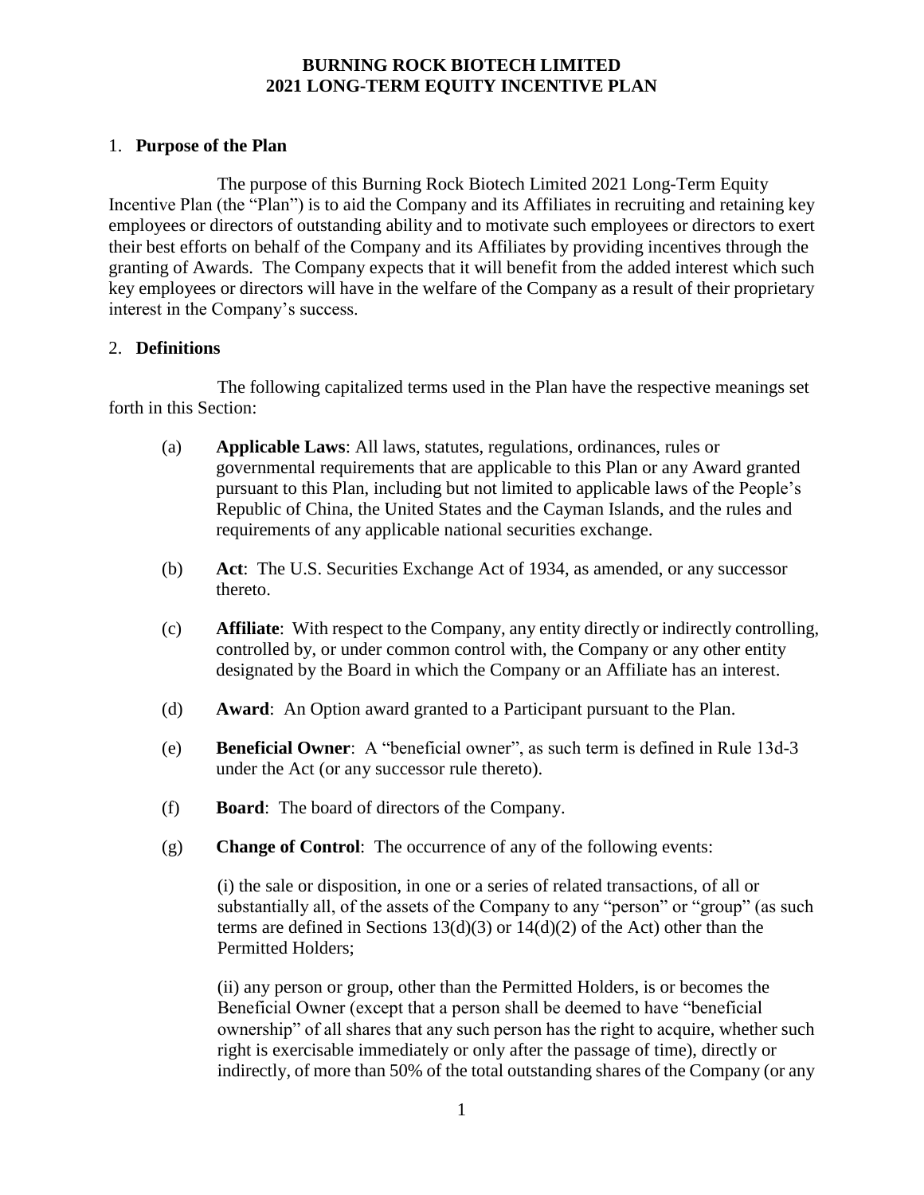# BURNING ROCK BIOTECH LIMITED
# 2021 LONG-TERM EQUITY INCENTIVE PLAN

## 1. **Purpose of the Plan**

The purpose of this Burning Rock Biotech Limited 2021 Long-Term Equity Incentive Plan (the "Plan") is to aid the Company and its Affiliates in recruiting and retaining key employees or directors of outstanding ability and to motivate such employees or directors to exert their best efforts on behalf of the Company and its Affiliates by providing incentives through the granting of Awards. The Company expects that it will benefit from the added interest which such key employees or directors will have in the welfare of the Company as a result of their proprietary interest in the Company's success.

## 2. **Definitions**

The following capitalized terms used in the Plan have the respective meanings set forth in this Section:

(a) **Applicable Laws**: All laws, statutes, regulations, ordinances, rules or governmental requirements that are applicable to this Plan or any Award granted pursuant to this Plan, including but not limited to applicable laws of the People's Republic of China, the United States and the Cayman Islands, and the rules and requirements of any applicable national securities exchange.

(b) **Act**: The U.S. Securities Exchange Act of 1934, as amended, or any successor thereto.

(c) **Affiliate**: With respect to the Company, any entity directly or indirectly controlling, controlled by, or under common control with, the Company or any other entity designated by the Board in which the Company or an Affiliate has an interest.

(d) **Award**: An Option award granted to a Participant pursuant to the Plan.

(e) **Beneficial Owner**: A "beneficial owner", as such term is defined in Rule 13d-3 under the Act (or any successor rule thereto).

(f) **Board**: The board of directors of the Company.

(g) **Change of Control**: The occurrence of any of the following events:

(i) the sale or disposition, in one or a series of related transactions, of all or substantially all, of the assets of the Company to any "person" or "group" (as such terms are defined in Sections 13(d)(3) or 14(d)(2) of the Act) other than the Permitted Holders;

(ii) any person or group, other than the Permitted Holders, is or becomes the Beneficial Owner (except that a person shall be deemed to have "beneficial ownership" of all shares that any such person has the right to acquire, whether such right is exercisable immediately or only after the passage of time), directly or indirectly, of more than 50% of the total outstanding shares of the Company (or any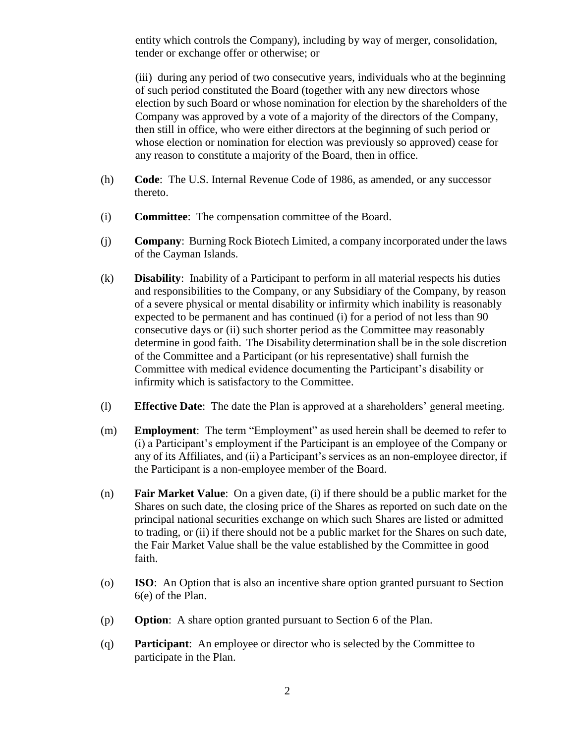entity which controls the Company), including by way of merger, consolidation, tender or exchange offer or otherwise; or

(iii) during any period of two consecutive years, individuals who at the beginning of such period constituted the Board (together with any new directors whose election by such Board or whose nomination for election by the shareholders of the Company was approved by a vote of a majority of the directors of the Company, then still in office, who were either directors at the beginning of such period or whose election or nomination for election was previously so approved) cease for any reason to constitute a majority of the Board, then in office.

(h) **Code**: The U.S. Internal Revenue Code of 1986, as amended, or any successor thereto.

(i) **Committee**: The compensation committee of the Board.

(j) **Company**: Burning Rock Biotech Limited, a company incorporated under the laws of the Cayman Islands.

(k) **Disability**: Inability of a Participant to perform in all material respects his duties and responsibilities to the Company, or any Subsidiary of the Company, by reason of a severe physical or mental disability or infirmity which inability is reasonably expected to be permanent and has continued (i) for a period of not less than 90 consecutive days or (ii) such shorter period as the Committee may reasonably determine in good faith. The Disability determination shall be in the sole discretion of the Committee and a Participant (or his representative) shall furnish the Committee with medical evidence documenting the Participant's disability or infirmity which is satisfactory to the Committee.

(l) **Effective Date**: The date the Plan is approved at a shareholders' general meeting.

(m) **Employment**: The term "Employment" as used herein shall be deemed to refer to (i) a Participant's employment if the Participant is an employee of the Company or any of its Affiliates, and (ii) a Participant's services as an non-employee director, if the Participant is a non-employee member of the Board.

(n) **Fair Market Value**: On a given date, (i) if there should be a public market for the Shares on such date, the closing price of the Shares as reported on such date on the principal national securities exchange on which such Shares are listed or admitted to trading, or (ii) if there should not be a public market for the Shares on such date, the Fair Market Value shall be the value established by the Committee in good faith.

(o) **ISO**: An Option that is also an incentive share option granted pursuant to Section 6(e) of the Plan.

(p) **Option**: A share option granted pursuant to Section 6 of the Plan.

(q) **Participant**: An employee or director who is selected by the Committee to participate in the Plan.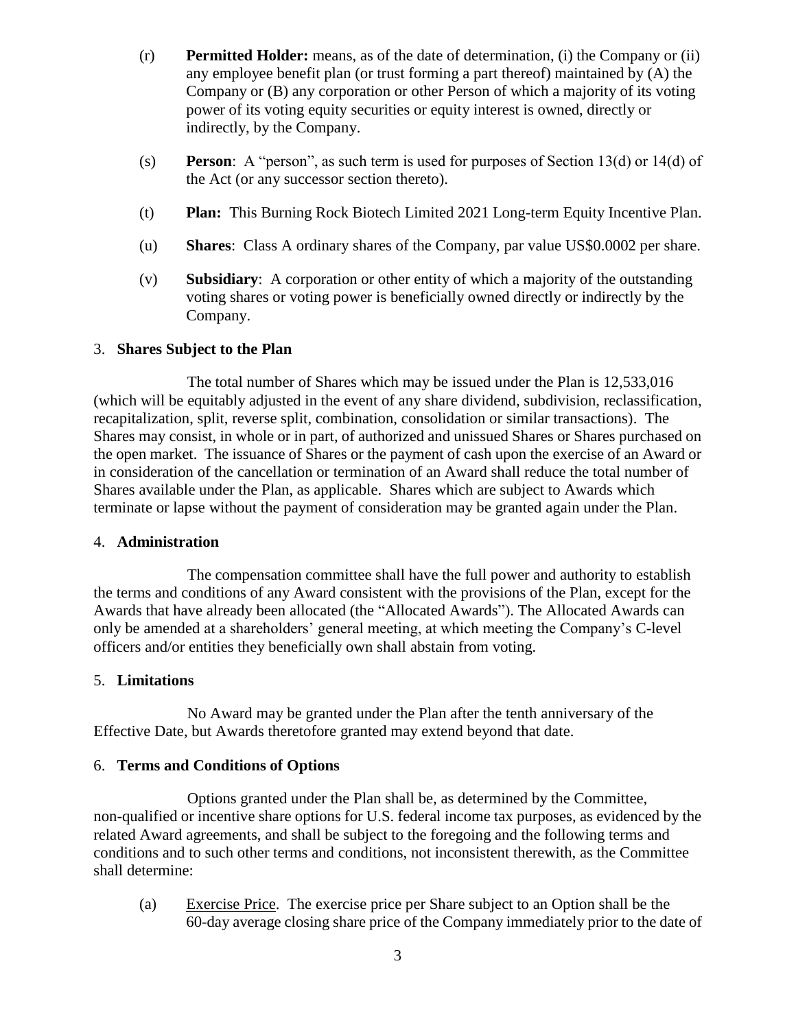(r) **Permitted Holder:** means, as of the date of determination, (i) the Company or (ii) any employee benefit plan (or trust forming a part thereof) maintained by (A) the Company or (B) any corporation or other Person of which a majority of its voting power of its voting equity securities or equity interest is owned, directly or indirectly, by the Company.

(s) **Person**: A "person", as such term is used for purposes of Section 13(d) or 14(d) of the Act (or any successor section thereto).

(t) **Plan:** This Burning Rock Biotech Limited 2021 Long-term Equity Incentive Plan.

(u) **Shares**: Class A ordinary shares of the Company, par value US$0.0002 per share.

(v) **Subsidiary**: A corporation or other entity of which a majority of the outstanding voting shares or voting power is beneficially owned directly or indirectly by the Company.

## 3. Shares Subject to the Plan

The total number of Shares which may be issued under the Plan is 12,533,016 (which will be equitably adjusted in the event of any share dividend, subdivision, reclassification, recapitalization, split, reverse split, combination, consolidation or similar transactions). The Shares may consist, in whole or in part, of authorized and unissued Shares or Shares purchased on the open market. The issuance of Shares or the payment of cash upon the exercise of an Award or in consideration of the cancellation or termination of an Award shall reduce the total number of Shares available under the Plan, as applicable. Shares which are subject to Awards which terminate or lapse without the payment of consideration may be granted again under the Plan.

## 4. Administration

The compensation committee shall have the full power and authority to establish the terms and conditions of any Award consistent with the provisions of the Plan, except for the Awards that have already been allocated (the "Allocated Awards"). The Allocated Awards can only be amended at a shareholders' general meeting, at which meeting the Company's C-level officers and/or entities they beneficially own shall abstain from voting.

## 5. Limitations

No Award may be granted under the Plan after the tenth anniversary of the Effective Date, but Awards theretofore granted may extend beyond that date.

## 6. Terms and Conditions of Options

Options granted under the Plan shall be, as determined by the Committee, non-qualified or incentive share options for U.S. federal income tax purposes, as evidenced by the related Award agreements, and shall be subject to the foregoing and the following terms and conditions and to such other terms and conditions, not inconsistent therewith, as the Committee shall determine:

(a) Exercise Price. The exercise price per Share subject to an Option shall be the 60-day average closing share price of the Company immediately prior to the date of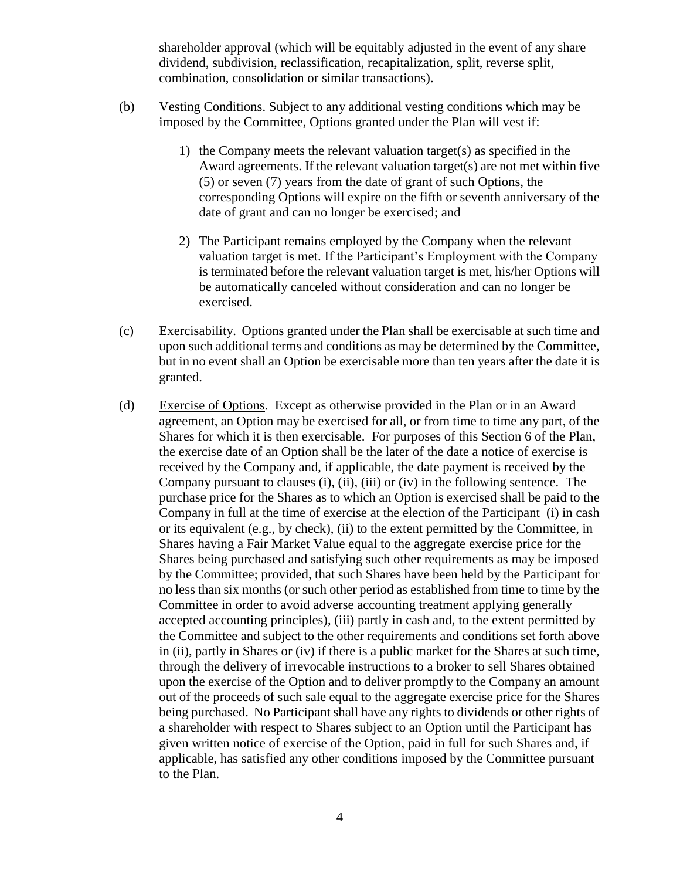shareholder approval (which will be equitably adjusted in the event of any share dividend, subdivision, reclassification, recapitalization, split, reverse split, combination, consolidation or similar transactions).

(b) Vesting Conditions. Subject to any additional vesting conditions which may be imposed by the Committee, Options granted under the Plan will vest if:

1) the Company meets the relevant valuation target(s) as specified in the Award agreements. If the relevant valuation target(s) are not met within five (5) or seven (7) years from the date of grant of such Options, the corresponding Options will expire on the fifth or seventh anniversary of the date of grant and can no longer be exercised; and

2) The Participant remains employed by the Company when the relevant valuation target is met. If the Participant's Employment with the Company is terminated before the relevant valuation target is met, his/her Options will be automatically canceled without consideration and can no longer be exercised.

(c) Exercisability. Options granted under the Plan shall be exercisable at such time and upon such additional terms and conditions as may be determined by the Committee, but in no event shall an Option be exercisable more than ten years after the date it is granted.

(d) Exercise of Options. Except as otherwise provided in the Plan or in an Award agreement, an Option may be exercised for all, or from time to time any part, of the Shares for which it is then exercisable. For purposes of this Section 6 of the Plan, the exercise date of an Option shall be the later of the date a notice of exercise is received by the Company and, if applicable, the date payment is received by the Company pursuant to clauses (i), (ii), (iii) or (iv) in the following sentence. The purchase price for the Shares as to which an Option is exercised shall be paid to the Company in full at the time of exercise at the election of the Participant (i) in cash or its equivalent (e.g., by check), (ii) to the extent permitted by the Committee, in Shares having a Fair Market Value equal to the aggregate exercise price for the Shares being purchased and satisfying such other requirements as may be imposed by the Committee; provided, that such Shares have been held by the Participant for no less than six months (or such other period as established from time to time by the Committee in order to avoid adverse accounting treatment applying generally accepted accounting principles), (iii) partly in cash and, to the extent permitted by the Committee and subject to the other requirements and conditions set forth above in (ii), partly in Shares or (iv) if there is a public market for the Shares at such time, through the delivery of irrevocable instructions to a broker to sell Shares obtained upon the exercise of the Option and to deliver promptly to the Company an amount out of the proceeds of such sale equal to the aggregate exercise price for the Shares being purchased. No Participant shall have any rights to dividends or other rights of a shareholder with respect to Shares subject to an Option until the Participant has given written notice of exercise of the Option, paid in full for such Shares and, if applicable, has satisfied any other conditions imposed by the Committee pursuant to the Plan.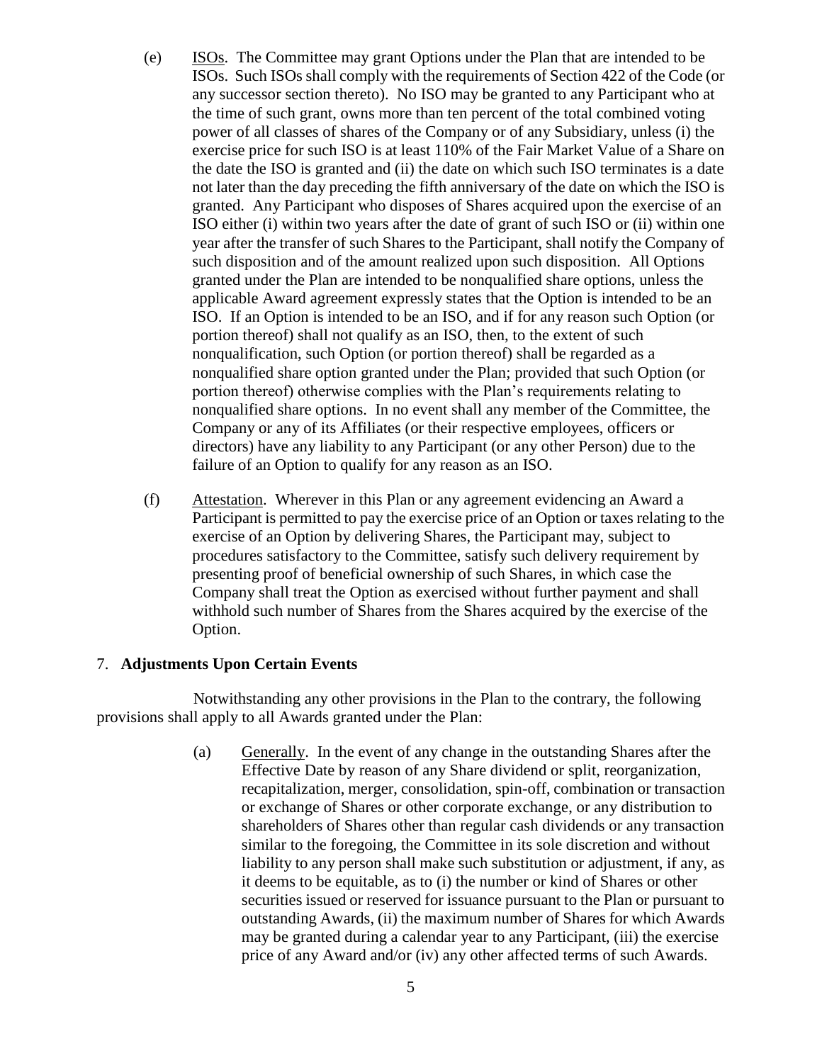(e) ISOs. The Committee may grant Options under the Plan that are intended to be ISOs. Such ISOs shall comply with the requirements of Section 422 of the Code (or any successor section thereto). No ISO may be granted to any Participant who at the time of such grant, owns more than ten percent of the total combined voting power of all classes of shares of the Company or of any Subsidiary, unless (i) the exercise price for such ISO is at least 110% of the Fair Market Value of a Share on the date the ISO is granted and (ii) the date on which such ISO terminates is a date not later than the day preceding the fifth anniversary of the date on which the ISO is granted. Any Participant who disposes of Shares acquired upon the exercise of an ISO either (i) within two years after the date of grant of such ISO or (ii) within one year after the transfer of such Shares to the Participant, shall notify the Company of such disposition and of the amount realized upon such disposition. All Options granted under the Plan are intended to be nonqualified share options, unless the applicable Award agreement expressly states that the Option is intended to be an ISO. If an Option is intended to be an ISO, and if for any reason such Option (or portion thereof) shall not qualify as an ISO, then, to the extent of such nonqualification, such Option (or portion thereof) shall be regarded as a nonqualified share option granted under the Plan; provided that such Option (or portion thereof) otherwise complies with the Plan's requirements relating to nonqualified share options. In no event shall any member of the Committee, the Company or any of its Affiliates (or their respective employees, officers or directors) have any liability to any Participant (or any other Person) due to the failure of an Option to qualify for any reason as an ISO.

(f) Attestation. Wherever in this Plan or any agreement evidencing an Award a Participant is permitted to pay the exercise price of an Option or taxes relating to the exercise of an Option by delivering Shares, the Participant may, subject to procedures satisfactory to the Committee, satisfy such delivery requirement by presenting proof of beneficial ownership of such Shares, in which case the Company shall treat the Option as exercised without further payment and shall withhold such number of Shares from the Shares acquired by the exercise of the Option.

## 7. **Adjustments Upon Certain Events**

Notwithstanding any other provisions in the Plan to the contrary, the following provisions shall apply to all Awards granted under the Plan:

(a) Generally. In the event of any change in the outstanding Shares after the Effective Date by reason of any Share dividend or split, reorganization, recapitalization, merger, consolidation, spin-off, combination or transaction or exchange of Shares or other corporate exchange, or any distribution to shareholders of Shares other than regular cash dividends or any transaction similar to the foregoing, the Committee in its sole discretion and without liability to any person shall make such substitution or adjustment, if any, as it deems to be equitable, as to (i) the number or kind of Shares or other securities issued or reserved for issuance pursuant to the Plan or pursuant to outstanding Awards, (ii) the maximum number of Shares for which Awards may be granted during a calendar year to any Participant, (iii) the exercise price of any Award and/or (iv) any other affected terms of such Awards.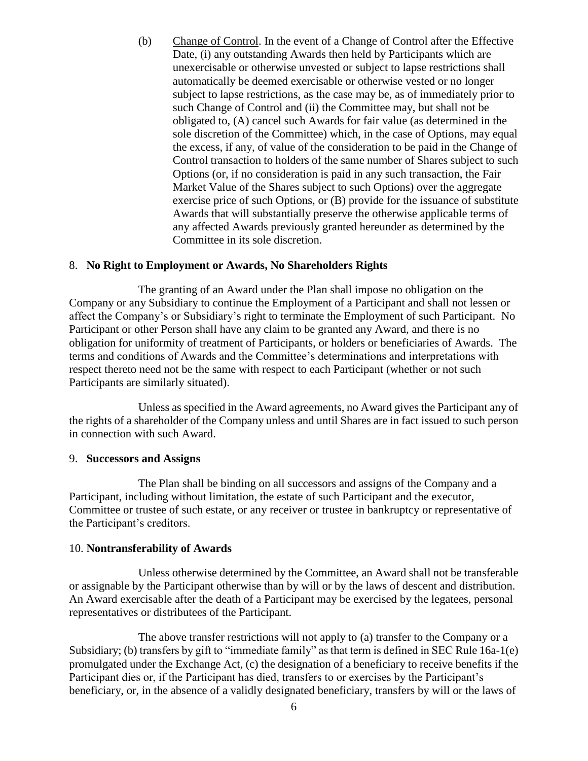(b) Change of Control. In the event of a Change of Control after the Effective Date, (i) any outstanding Awards then held by Participants which are unexercisable or otherwise unvested or subject to lapse restrictions shall automatically be deemed exercisable or otherwise vested or no longer subject to lapse restrictions, as the case may be, as of immediately prior to such Change of Control and (ii) the Committee may, but shall not be obligated to, (A) cancel such Awards for fair value (as determined in the sole discretion of the Committee) which, in the case of Options, may equal the excess, if any, of value of the consideration to be paid in the Change of Control transaction to holders of the same number of Shares subject to such Options (or, if no consideration is paid in any such transaction, the Fair Market Value of the Shares subject to such Options) over the aggregate exercise price of such Options, or (B) provide for the issuance of substitute Awards that will substantially preserve the otherwise applicable terms of any affected Awards previously granted hereunder as determined by the Committee in its sole discretion.

## 8. **No Right to Employment or Awards, No Shareholders Rights**

The granting of an Award under the Plan shall impose no obligation on the Company or any Subsidiary to continue the Employment of a Participant and shall not lessen or affect the Company's or Subsidiary's right to terminate the Employment of such Participant. No Participant or other Person shall have any claim to be granted any Award, and there is no obligation for uniformity of treatment of Participants, or holders or beneficiaries of Awards. The terms and conditions of Awards and the Committee's determinations and interpretations with respect thereto need not be the same with respect to each Participant (whether or not such Participants are similarly situated).

Unless as specified in the Award agreements, no Award gives the Participant any of the rights of a shareholder of the Company unless and until Shares are in fact issued to such person in connection with such Award.

## 9. **Successors and Assigns**

The Plan shall be binding on all successors and assigns of the Company and a Participant, including without limitation, the estate of such Participant and the executor, Committee or trustee of such estate, or any receiver or trustee in bankruptcy or representative of the Participant's creditors.

## 10. **Nontransferability of Awards**

Unless otherwise determined by the Committee, an Award shall not be transferable or assignable by the Participant otherwise than by will or by the laws of descent and distribution. An Award exercisable after the death of a Participant may be exercised by the legatees, personal representatives or distributees of the Participant.

The above transfer restrictions will not apply to (a) transfer to the Company or a Subsidiary; (b) transfers by gift to "immediate family" as that term is defined in SEC Rule 16a-1(e) promulgated under the Exchange Act, (c) the designation of a beneficiary to receive benefits if the Participant dies or, if the Participant has died, transfers to or exercises by the Participant's beneficiary, or, in the absence of a validly designated beneficiary, transfers by will or the laws of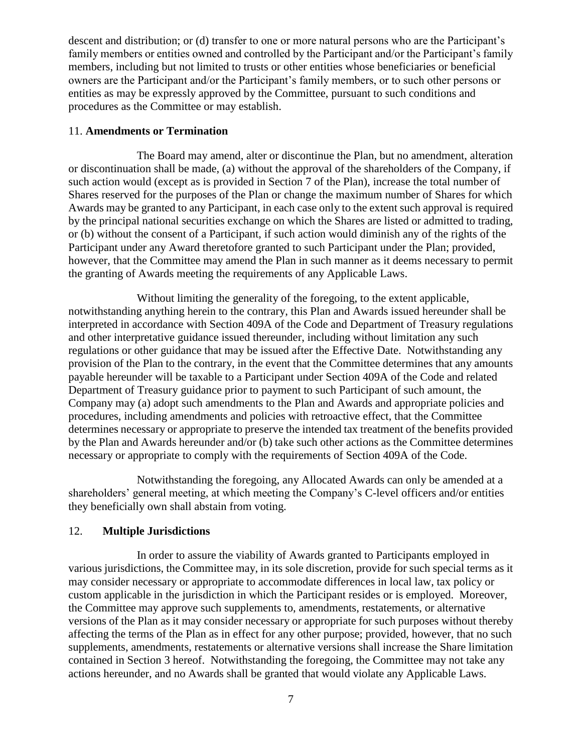descent and distribution; or (d) transfer to one or more natural persons who are the Participant's family members or entities owned and controlled by the Participant and/or the Participant's family members, including but not limited to trusts or other entities whose beneficiaries or beneficial owners are the Participant and/or the Participant's family members, or to such other persons or entities as may be expressly approved by the Committee, pursuant to such conditions and procedures as the Committee or may establish.

## 11. **Amendments or Termination**

The Board may amend, alter or discontinue the Plan, but no amendment, alteration or discontinuation shall be made, (a) without the approval of the shareholders of the Company, if such action would (except as is provided in Section 7 of the Plan), increase the total number of Shares reserved for the purposes of the Plan or change the maximum number of Shares for which Awards may be granted to any Participant, in each case only to the extent such approval is required by the principal national securities exchange on which the Shares are listed or admitted to trading, or (b) without the consent of a Participant, if such action would diminish any of the rights of the Participant under any Award theretofore granted to such Participant under the Plan; provided, however, that the Committee may amend the Plan in such manner as it deems necessary to permit the granting of Awards meeting the requirements of any Applicable Laws.

Without limiting the generality of the foregoing, to the extent applicable, notwithstanding anything herein to the contrary, this Plan and Awards issued hereunder shall be interpreted in accordance with Section 409A of the Code and Department of Treasury regulations and other interpretative guidance issued thereunder, including without limitation any such regulations or other guidance that may be issued after the Effective Date. Notwithstanding any provision of the Plan to the contrary, in the event that the Committee determines that any amounts payable hereunder will be taxable to a Participant under Section 409A of the Code and related Department of Treasury guidance prior to payment to such Participant of such amount, the Company may (a) adopt such amendments to the Plan and Awards and appropriate policies and procedures, including amendments and policies with retroactive effect, that the Committee determines necessary or appropriate to preserve the intended tax treatment of the benefits provided by the Plan and Awards hereunder and/or (b) take such other actions as the Committee determines necessary or appropriate to comply with the requirements of Section 409A of the Code.

Notwithstanding the foregoing, any Allocated Awards can only be amended at a shareholders' general meeting, at which meeting the Company's C-level officers and/or entities they beneficially own shall abstain from voting.

## 12. **Multiple Jurisdictions**

In order to assure the viability of Awards granted to Participants employed in various jurisdictions, the Committee may, in its sole discretion, provide for such special terms as it may consider necessary or appropriate to accommodate differences in local law, tax policy or custom applicable in the jurisdiction in which the Participant resides or is employed. Moreover, the Committee may approve such supplements to, amendments, restatements, or alternative versions of the Plan as it may consider necessary or appropriate for such purposes without thereby affecting the terms of the Plan as in effect for any other purpose; provided, however, that no such supplements, amendments, restatements or alternative versions shall increase the Share limitation contained in Section 3 hereof. Notwithstanding the foregoing, the Committee may not take any actions hereunder, and no Awards shall be granted that would violate any Applicable Laws.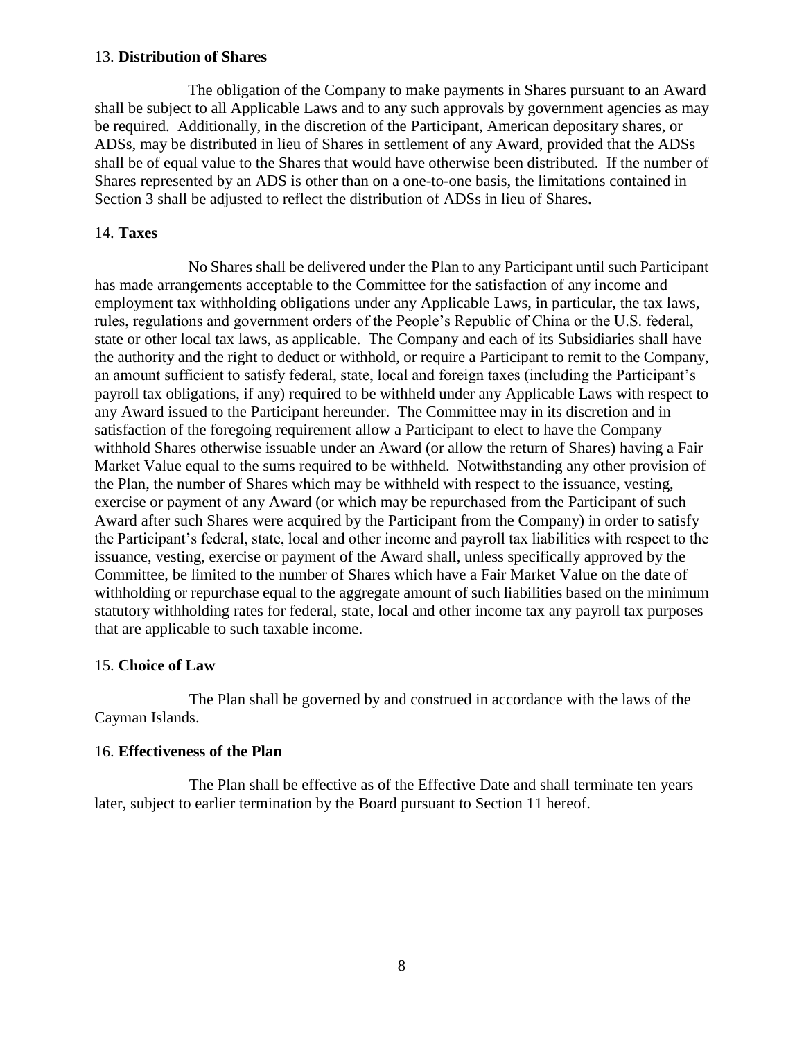13. **Distribution of Shares**

The obligation of the Company to make payments in Shares pursuant to an Award shall be subject to all Applicable Laws and to any such approvals by government agencies as may be required. Additionally, in the discretion of the Participant, American depositary shares, or ADSs, may be distributed in lieu of Shares in settlement of any Award, provided that the ADSs shall be of equal value to the Shares that would have otherwise been distributed. If the number of Shares represented by an ADS is other than on a one-to-one basis, the limitations contained in Section 3 shall be adjusted to reflect the distribution of ADSs in lieu of Shares.

14. **Taxes**

No Shares shall be delivered under the Plan to any Participant until such Participant has made arrangements acceptable to the Committee for the satisfaction of any income and employment tax withholding obligations under any Applicable Laws, in particular, the tax laws, rules, regulations and government orders of the People's Republic of China or the U.S. federal, state or other local tax laws, as applicable. The Company and each of its Subsidiaries shall have the authority and the right to deduct or withhold, or require a Participant to remit to the Company, an amount sufficient to satisfy federal, state, local and foreign taxes (including the Participant's payroll tax obligations, if any) required to be withheld under any Applicable Laws with respect to any Award issued to the Participant hereunder. The Committee may in its discretion and in satisfaction of the foregoing requirement allow a Participant to elect to have the Company withhold Shares otherwise issuable under an Award (or allow the return of Shares) having a Fair Market Value equal to the sums required to be withheld. Notwithstanding any other provision of the Plan, the number of Shares which may be withheld with respect to the issuance, vesting, exercise or payment of any Award (or which may be repurchased from the Participant of such Award after such Shares were acquired by the Participant from the Company) in order to satisfy the Participant's federal, state, local and other income and payroll tax liabilities with respect to the issuance, vesting, exercise or payment of the Award shall, unless specifically approved by the Committee, be limited to the number of Shares which have a Fair Market Value on the date of withholding or repurchase equal to the aggregate amount of such liabilities based on the minimum statutory withholding rates for federal, state, local and other income tax any payroll tax purposes that are applicable to such taxable income.

15. **Choice of Law**

The Plan shall be governed by and construed in accordance with the laws of the Cayman Islands.

16. **Effectiveness of the Plan**

The Plan shall be effective as of the Effective Date and shall terminate ten years later, subject to earlier termination by the Board pursuant to Section 11 hereof.